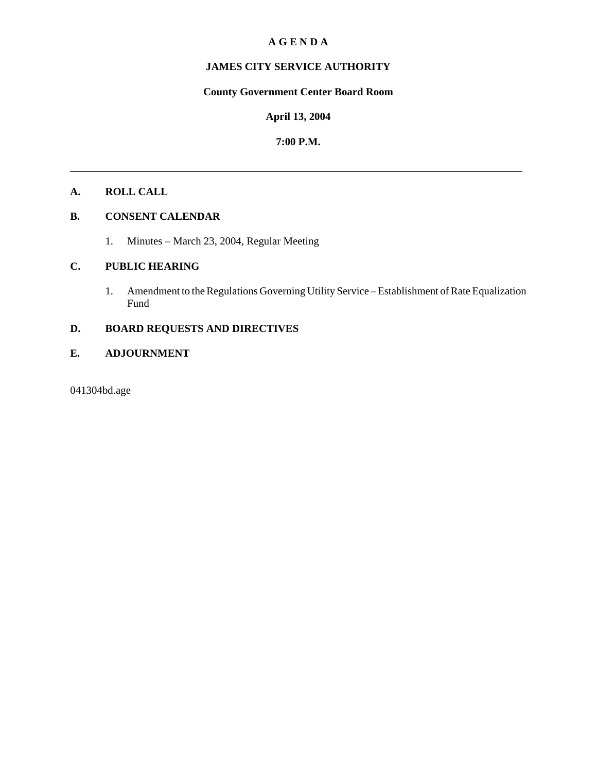# A G E N D A

## JAMES CITY SERVICE AUTHORITY

**County Government Center Board Room**

**April 13, 2004**

**7:00 P.M.**

---

**A. ROLL CALL**

**B. CONSENT CALENDAR**

1. Minutes – March 23, 2004, Regular Meeting

**C. PUBLIC HEARING**

1. Amendment to the Regulations Governing Utility Service – Establishment of Rate Equalization Fund

**D. BOARD REQUESTS AND DIRECTIVES**

**E. ADJOURNMENT**

041304bd.age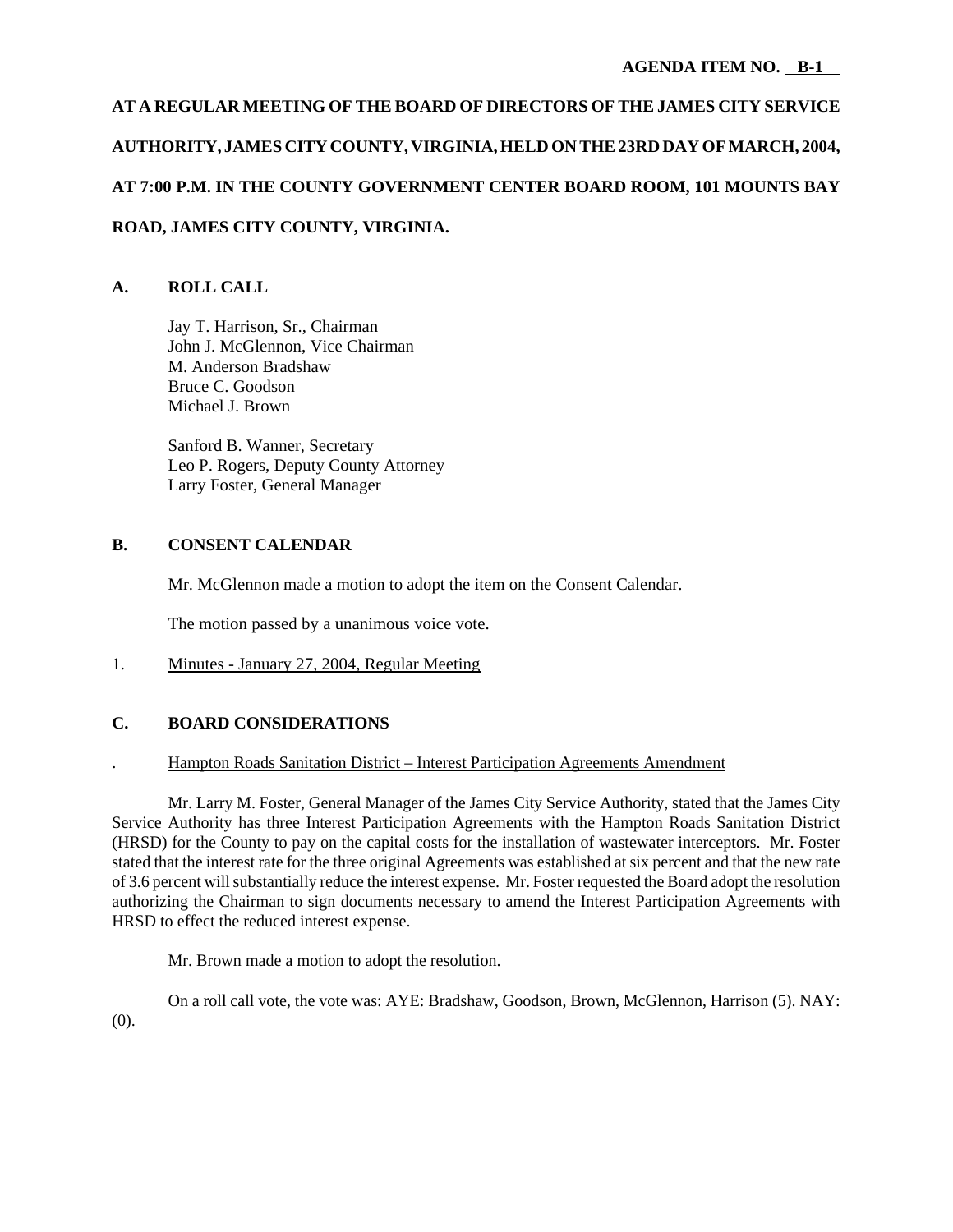**AGENDA ITEM NO. B-1**

**AT A REGULAR MEETING OF THE BOARD OF DIRECTORS OF THE JAMES CITY SERVICE AUTHORITY, JAMES CITY COUNTY, VIRGINIA, HELD ON THE 23RD DAY OF MARCH, 2004, AT 7:00 P.M. IN THE COUNTY GOVERNMENT CENTER BOARD ROOM, 101 MOUNTS BAY ROAD, JAMES CITY COUNTY, VIRGINIA.**

## A. ROLL CALL

Jay T. Harrison, Sr., Chairman
John J. McGlennon, Vice Chairman
M. Anderson Bradshaw
Bruce C. Goodson
Michael J. Brown

Sanford B. Wanner, Secretary
Leo P. Rogers, Deputy County Attorney
Larry Foster, General Manager

## B. CONSENT CALENDAR

Mr. McGlennon made a motion to adopt the item on the Consent Calendar.

The motion passed by a unanimous voice vote.

1. Minutes - January 27, 2004, Regular Meeting

## C. BOARD CONSIDERATIONS

. Hampton Roads Sanitation District – Interest Participation Agreements Amendment

Mr. Larry M. Foster, General Manager of the James City Service Authority, stated that the James City Service Authority has three Interest Participation Agreements with the Hampton Roads Sanitation District (HRSD) for the County to pay on the capital costs for the installation of wastewater interceptors. Mr. Foster stated that the interest rate for the three original Agreements was established at six percent and that the new rate of 3.6 percent will substantially reduce the interest expense. Mr. Foster requested the Board adopt the resolution authorizing the Chairman to sign documents necessary to amend the Interest Participation Agreements with HRSD to effect the reduced interest expense.

Mr. Brown made a motion to adopt the resolution.

On a roll call vote, the vote was: AYE: Bradshaw, Goodson, Brown, McGlennon, Harrison (5). NAY: (0).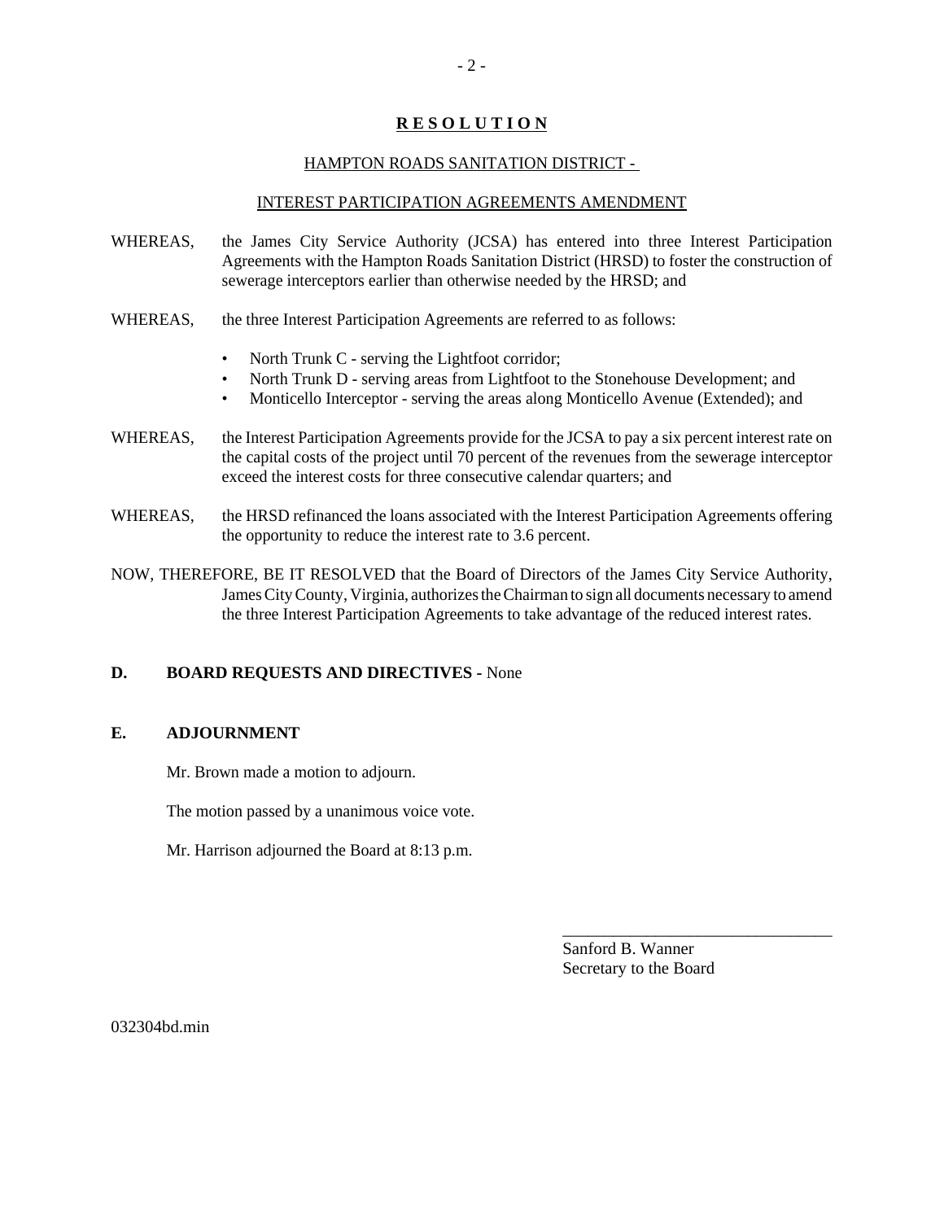**R E S O L U T I O N**

HAMPTON ROADS SANITATION DISTRICT -

INTEREST PARTICIPATION AGREEMENTS AMENDMENT

WHEREAS, the James City Service Authority (JCSA) has entered into three Interest Participation Agreements with the Hampton Roads Sanitation District (HRSD) to foster the construction of sewerage interceptors earlier than otherwise needed by the HRSD; and

WHEREAS, the three Interest Participation Agreements are referred to as follows:

- North Trunk C - serving the Lightfoot corridor;
- North Trunk D - serving areas from Lightfoot to the Stonehouse Development; and
- Monticello Interceptor - serving the areas along Monticello Avenue (Extended); and

WHEREAS, the Interest Participation Agreements provide for the JCSA to pay a six percent interest rate on the capital costs of the project until 70 percent of the revenues from the sewerage interceptor exceed the interest costs for three consecutive calendar quarters; and

WHEREAS, the HRSD refinanced the loans associated with the Interest Participation Agreements offering the opportunity to reduce the interest rate to 3.6 percent.

NOW, THEREFORE, BE IT RESOLVED that the Board of Directors of the James City Service Authority, James City County, Virginia, authorizes the Chairman to sign all documents necessary to amend the three Interest Participation Agreements to take advantage of the reduced interest rates.

**D. BOARD REQUESTS AND DIRECTIVES -** None

**E. ADJOURNMENT**

Mr. Brown made a motion to adjourn.

The motion passed by a unanimous voice vote.

Mr. Harrison adjourned the Board at 8:13 p.m.

\_\_\_\_\_\_\_\_\_\_\_\_\_\_\_\_\_\_\_\_\_\_\_\_\_\_\_\_\_\_\_\_

Sanford B. Wanner
Secretary to the Board

032304bd.min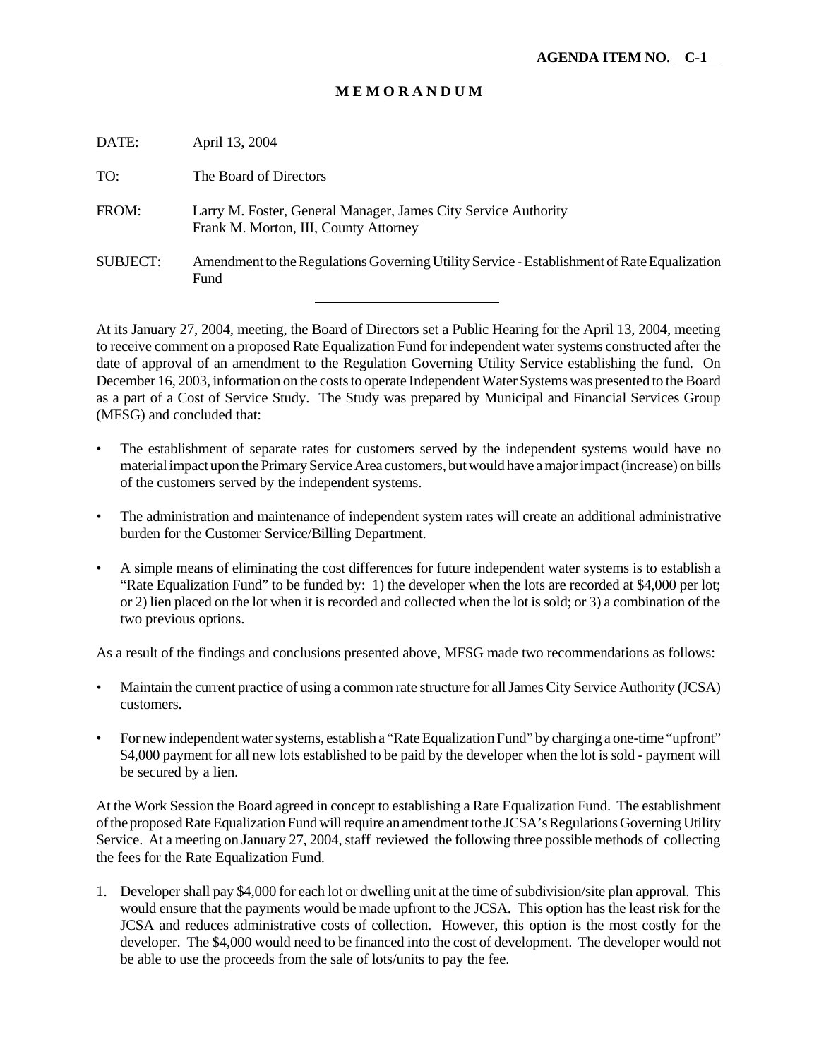**AGENDA ITEM NO. C-1**

**M E M O R A N D U M**

DATE: April 13, 2004

TO: The Board of Directors

FROM: Larry M. Foster, General Manager, James City Service Authority
Frank M. Morton, III, County Attorney

SUBJECT: Amendment to the Regulations Governing Utility Service - Establishment of Rate Equalization Fund

---

At its January 27, 2004, meeting, the Board of Directors set a Public Hearing for the April 13, 2004, meeting to receive comment on a proposed Rate Equalization Fund for independent water systems constructed after the date of approval of an amendment to the Regulation Governing Utility Service establishing the fund. On December 16, 2003, information on the costs to operate Independent Water Systems was presented to the Board as a part of a Cost of Service Study. The Study was prepared by Municipal and Financial Services Group (MFSG) and concluded that:

- The establishment of separate rates for customers served by the independent systems would have no material impact upon the Primary Service Area customers, but would have a major impact (increase) on bills of the customers served by the independent systems.
- The administration and maintenance of independent system rates will create an additional administrative burden for the Customer Service/Billing Department.
- A simple means of eliminating the cost differences for future independent water systems is to establish a "Rate Equalization Fund" to be funded by: 1) the developer when the lots are recorded at $4,000 per lot; or 2) lien placed on the lot when it is recorded and collected when the lot is sold; or 3) a combination of the two previous options.

As a result of the findings and conclusions presented above, MFSG made two recommendations as follows:

- Maintain the current practice of using a common rate structure for all James City Service Authority (JCSA) customers.
- For new independent water systems, establish a "Rate Equalization Fund" by charging a one-time "upfront" $4,000 payment for all new lots established to be paid by the developer when the lot is sold - payment will be secured by a lien.

At the Work Session the Board agreed in concept to establishing a Rate Equalization Fund. The establishment of the proposed Rate Equalization Fund will require an amendment to the JCSA's Regulations Governing Utility Service. At a meeting on January 27, 2004, staff reviewed the following three possible methods of collecting the fees for the Rate Equalization Fund.

1. Developer shall pay $4,000 for each lot or dwelling unit at the time of subdivision/site plan approval. This would ensure that the payments would be made upfront to the JCSA. This option has the least risk for the JCSA and reduces administrative costs of collection. However, this option is the most costly for the developer. The $4,000 would need to be financed into the cost of development. The developer would not be able to use the proceeds from the sale of lots/units to pay the fee.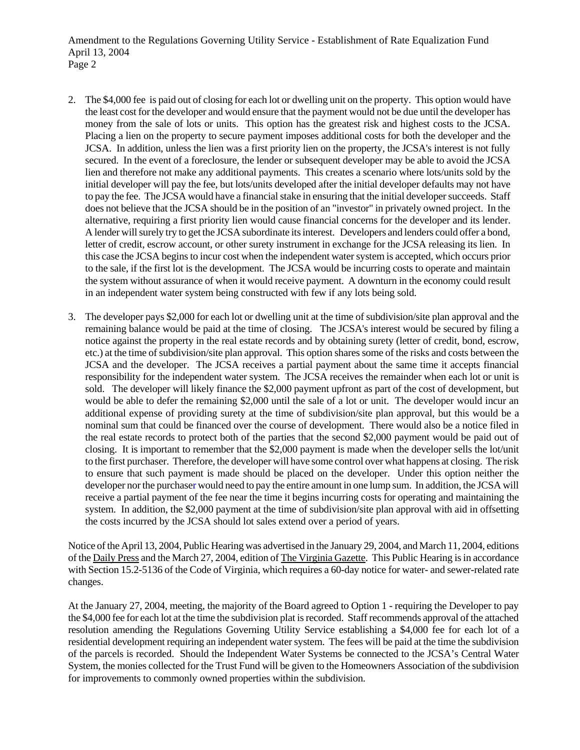2. The $4,000 fee is paid out of closing for each lot or dwelling unit on the property. This option would have the least cost for the developer and would ensure that the payment would not be due until the developer has money from the sale of lots or units. This option has the greatest risk and highest costs to the JCSA. Placing a lien on the property to secure payment imposes additional costs for both the developer and the JCSA. In addition, unless the lien was a first priority lien on the property, the JCSA's interest is not fully secured. In the event of a foreclosure, the lender or subsequent developer may be able to avoid the JCSA lien and therefore not make any additional payments. This creates a scenario where lots/units sold by the initial developer will pay the fee, but lots/units developed after the initial developer defaults may not have to pay the fee. The JCSA would have a financial stake in ensuring that the initial developer succeeds. Staff does not believe that the JCSA should be in the position of an "investor" in privately owned project. In the alternative, requiring a first priority lien would cause financial concerns for the developer and its lender. A lender will surely try to get the JCSA subordinate its interest. Developers and lenders could offer a bond, letter of credit, escrow account, or other surety instrument in exchange for the JCSA releasing its lien. In this case the JCSA begins to incur cost when the independent water system is accepted, which occurs prior to the sale, if the first lot is the development. The JCSA would be incurring costs to operate and maintain the system without assurance of when it would receive payment. A downturn in the economy could result in an independent water system being constructed with few if any lots being sold.

3. The developer pays $2,000 for each lot or dwelling unit at the time of subdivision/site plan approval and the remaining balance would be paid at the time of closing. The JCSA's interest would be secured by filing a notice against the property in the real estate records and by obtaining surety (letter of credit, bond, escrow, etc.) at the time of subdivision/site plan approval. This option shares some of the risks and costs between the JCSA and the developer. The JCSA receives a partial payment about the same time it accepts financial responsibility for the independent water system. The JCSA receives the remainder when each lot or unit is sold. The developer will likely finance the $2,000 payment upfront as part of the cost of development, but would be able to defer the remaining $2,000 until the sale of a lot or unit. The developer would incur an additional expense of providing surety at the time of subdivision/site plan approval, but this would be a nominal sum that could be financed over the course of development. There would also be a notice filed in the real estate records to protect both of the parties that the second $2,000 payment would be paid out of closing. It is important to remember that the $2,000 payment is made when the developer sells the lot/unit to the first purchaser. Therefore, the developer will have some control over what happens at closing. The risk to ensure that such payment is made should be placed on the developer. Under this option neither the developer nor the purchaser would need to pay the entire amount in one lump sum. In addition, the JCSA will receive a partial payment of the fee near the time it begins incurring costs for operating and maintaining the system. In addition, the $2,000 payment at the time of subdivision/site plan approval with aid in offsetting the costs incurred by the JCSA should lot sales extend over a period of years.

Notice of the April 13, 2004, Public Hearing was advertised in the January 29, 2004, and March 11, 2004, editions of the Daily Press and the March 27, 2004, edition of The Virginia Gazette. This Public Hearing is in accordance with Section 15.2-5136 of the Code of Virginia, which requires a 60-day notice for water- and sewer-related rate changes.

At the January 27, 2004, meeting, the majority of the Board agreed to Option 1 - requiring the Developer to pay the $4,000 fee for each lot at the time the subdivision plat is recorded. Staff recommends approval of the attached resolution amending the Regulations Governing Utility Service establishing a $4,000 fee for each lot of a residential development requiring an independent water system. The fees will be paid at the time the subdivision of the parcels is recorded. Should the Independent Water Systems be connected to the JCSA's Central Water System, the monies collected for the Trust Fund will be given to the Homeowners Association of the subdivision for improvements to commonly owned properties within the subdivision.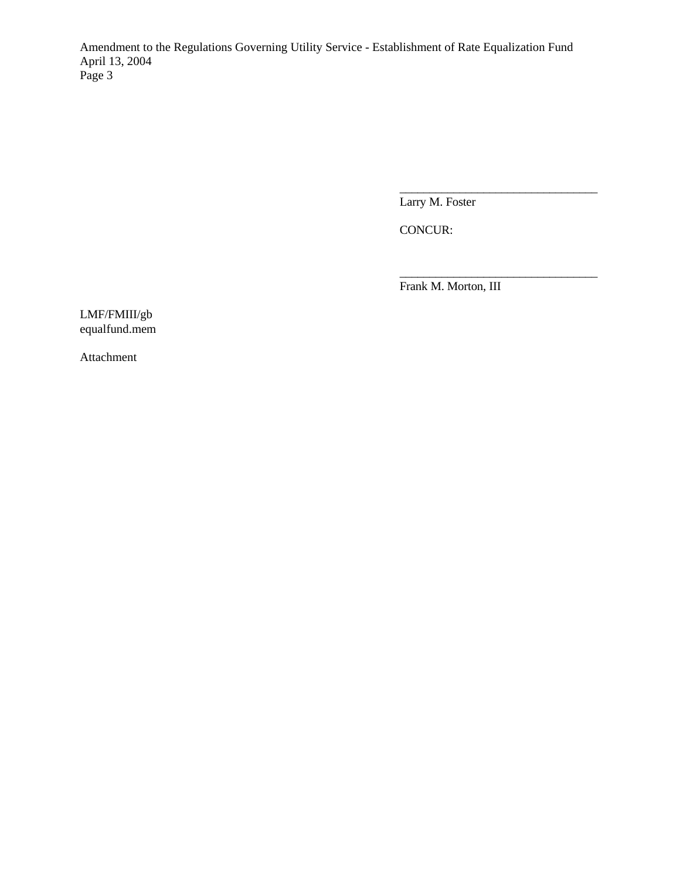\_\_\_\_\_\_\_\_\_\_\_\_\_\_\_\_\_\_\_\_\_\_\_\_\_\_\_\_\_\_\_\_\_\_

Larry M. Foster

CONCUR:

\_\_\_\_\_\_\_\_\_\_\_\_\_\_\_\_\_\_\_\_\_\_\_\_\_\_\_\_\_\_\_\_\_\_

Frank M. Morton, III

LMF/FMIII/gb
equalfund.mem

Attachment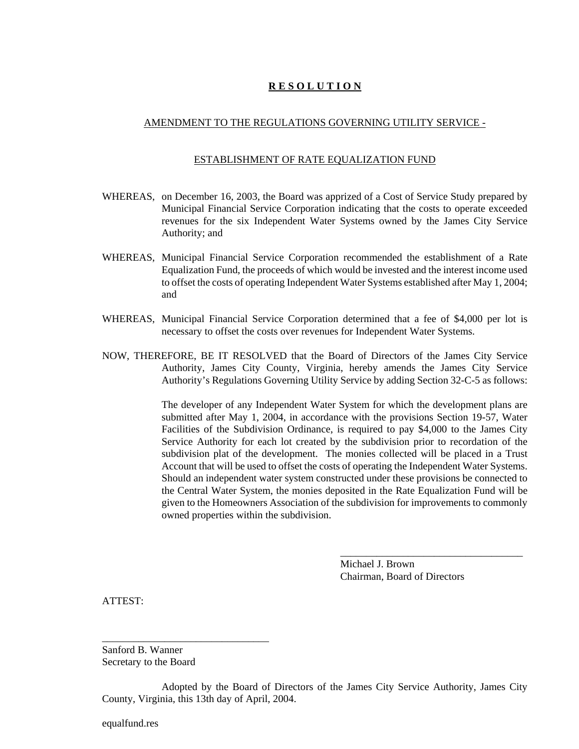# R E S O L U T I O N

## AMENDMENT TO THE REGULATIONS GOVERNING UTILITY SERVICE -

## ESTABLISHMENT OF RATE EQUALIZATION FUND

WHEREAS, on December 16, 2003, the Board was apprized of a Cost of Service Study prepared by Municipal Financial Service Corporation indicating that the costs to operate exceeded revenues for the six Independent Water Systems owned by the James City Service Authority; and

WHEREAS, Municipal Financial Service Corporation recommended the establishment of a Rate Equalization Fund, the proceeds of which would be invested and the interest income used to offset the costs of operating Independent Water Systems established after May 1, 2004; and

WHEREAS, Municipal Financial Service Corporation determined that a fee of $4,000 per lot is necessary to offset the costs over revenues for Independent Water Systems.

NOW, THEREFORE, BE IT RESOLVED that the Board of Directors of the James City Service Authority, James City County, Virginia, hereby amends the James City Service Authority's Regulations Governing Utility Service by adding Section 32-C-5 as follows:

The developer of any Independent Water System for which the development plans are submitted after May 1, 2004, in accordance with the provisions Section 19-57, Water Facilities of the Subdivision Ordinance, is required to pay $4,000 to the James City Service Authority for each lot created by the subdivision prior to recordation of the subdivision plat of the development. The monies collected will be placed in a Trust Account that will be used to offset the costs of operating the Independent Water Systems. Should an independent water system constructed under these provisions be connected to the Central Water System, the monies deposited in the Rate Equalization Fund will be given to the Homeowners Association of the subdivision for improvements to commonly owned properties within the subdivision.

\_\_\_\_\_\_\_\_\_\_\_\_\_\_\_\_\_\_\_\_\_\_\_\_\_\_\_\_\_\_\_\_\_\_\_\_

Michael J. Brown
Chairman, Board of Directors

ATTEST:

\_\_\_\_\_\_\_\_\_\_\_\_\_\_\_\_\_\_\_\_\_\_\_\_\_\_\_\_\_\_\_\_

Sanford B. Wanner
Secretary to the Board

Adopted by the Board of Directors of the James City Service Authority, James City County, Virginia, this 13th day of April, 2004.

equalfund.res